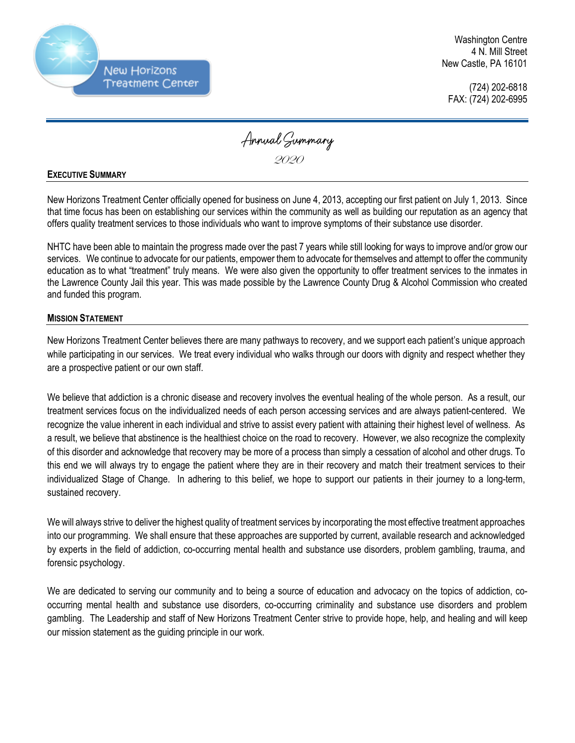New Horizons Treatment Center

Washington Centre
4 N. Mill Street
New Castle, PA 16101

(724) 202-6818
FAX: (724) 202-6995

# Annual Summary

## 2020

### EXECUTIVE SUMMARY

New Horizons Treatment Center officially opened for business on June 4, 2013, accepting our first patient on July 1, 2013. Since that time focus has been on establishing our services within the community as well as building our reputation as an agency that offers quality treatment services to those individuals who want to improve symptoms of their substance use disorder.

NHTC have been able to maintain the progress made over the past 7 years while still looking for ways to improve and/or grow our services. We continue to advocate for our patients, empower them to advocate for themselves and attempt to offer the community education as to what "treatment" truly means. We were also given the opportunity to offer treatment services to the inmates in the Lawrence County Jail this year. This was made possible by the Lawrence County Drug & Alcohol Commission who created and funded this program.

### MISSION STATEMENT

New Horizons Treatment Center believes there are many pathways to recovery, and we support each patient's unique approach while participating in our services. We treat every individual who walks through our doors with dignity and respect whether they are a prospective patient or our own staff.

We believe that addiction is a chronic disease and recovery involves the eventual healing of the whole person. As a result, our treatment services focus on the individualized needs of each person accessing services and are always patient-centered. We recognize the value inherent in each individual and strive to assist every patient with attaining their highest level of wellness. As a result, we believe that abstinence is the healthiest choice on the road to recovery. However, we also recognize the complexity of this disorder and acknowledge that recovery may be more of a process than simply a cessation of alcohol and other drugs. To this end we will always try to engage the patient where they are in their recovery and match their treatment services to their individualized Stage of Change. In adhering to this belief, we hope to support our patients in their journey to a long-term, sustained recovery.

We will always strive to deliver the highest quality of treatment services by incorporating the most effective treatment approaches into our programming. We shall ensure that these approaches are supported by current, available research and acknowledged by experts in the field of addiction, co-occurring mental health and substance use disorders, problem gambling, trauma, and forensic psychology.

We are dedicated to serving our community and to being a source of education and advocacy on the topics of addiction, co-occurring mental health and substance use disorders, co-occurring criminality and substance use disorders and problem gambling. The Leadership and staff of New Horizons Treatment Center strive to provide hope, help, and healing and will keep our mission statement as the guiding principle in our work.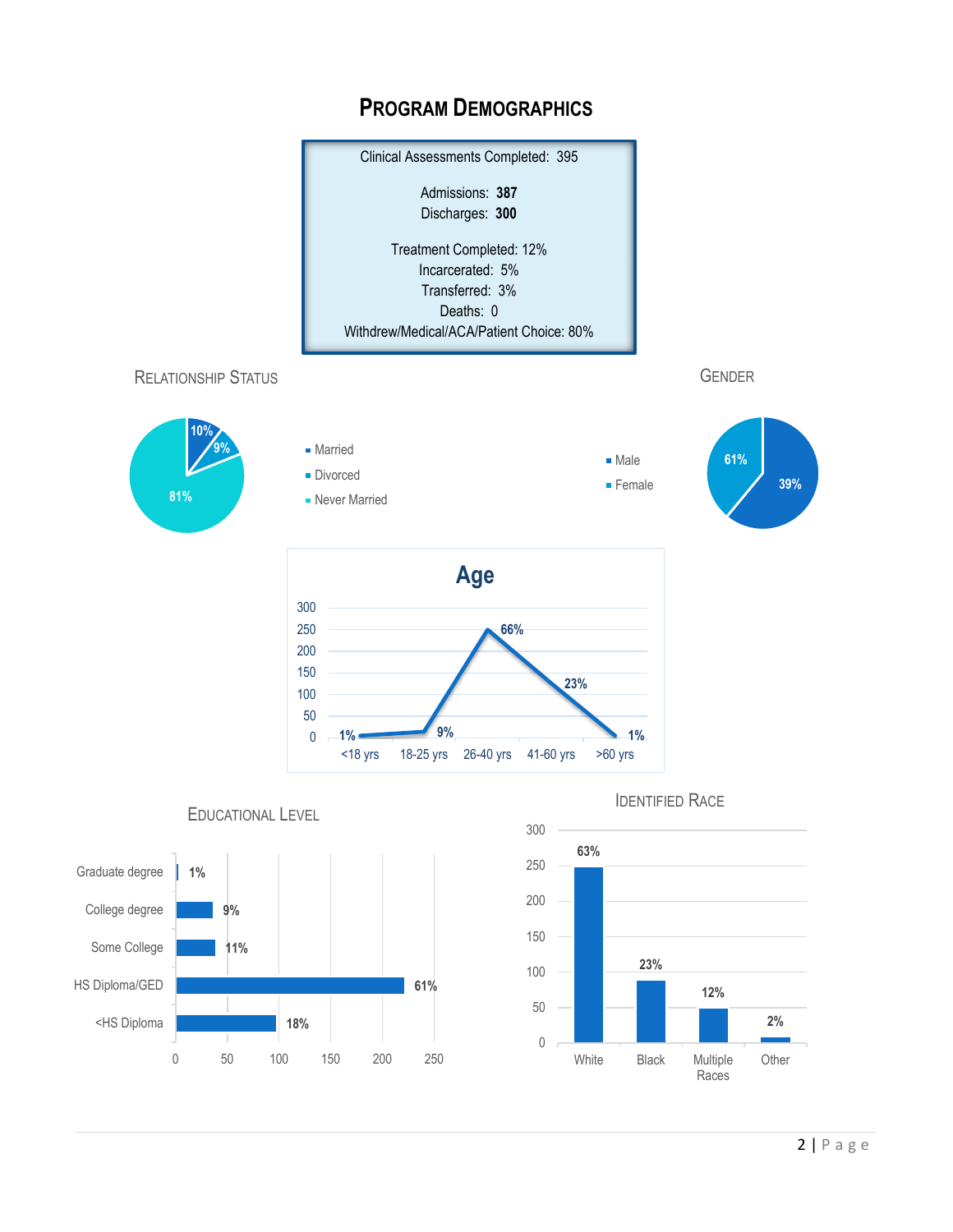# Program Demographics

Clinical Assessments Completed: 395

Admissions: **387**
Discharges: **300**

Treatment Completed: 12%
Incarcerated: 5%
Transferred: 3%
Deaths: 0
Withdrew/Medical/ACA/Patient Choice: 80%

## Relationship Status

| Status | Percent |
|---|---|
| Married | 10% |
| Divorced | 9% |
| Never Married | 81% |

## Gender

| Gender | Percent |
|---|---|
| Male | 61% |
| Female | 39% |

## Age

| Age | Percent |
|---|---|
| <18 yrs | 1% |
| 18-25 yrs | 9% |
| 26-40 yrs | 66% |
| 41-60 yrs | 23% |
| >60 yrs | 1% |

## Educational Level

| Level | Percent |
|---|---|
| Graduate degree | 1% |
| College degree | 9% |
| Some College | 11% |
| HS Diploma/GED | 61% |
| <HS Diploma | 18% |

## Identified Race

| Race | Percent |
|---|---|
| White | 63% |
| Black | 23% |
| Multiple Races | 12% |
| Other | 2% |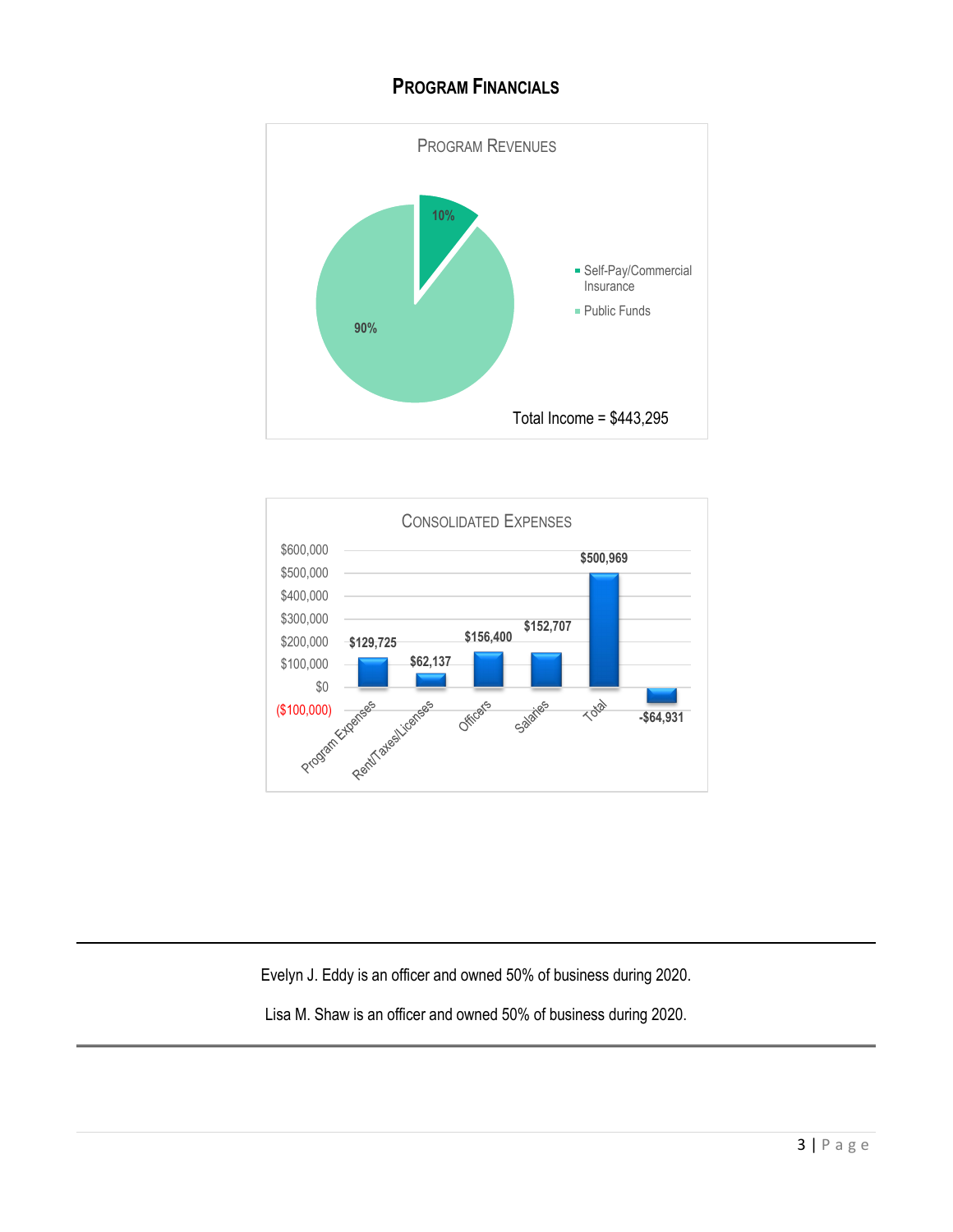# Program Financials

Program Revenues

10%

90%

Self-Pay/Commercial Insurance

Public Funds

Total Income = $443,295

Consolidated Expenses

$600,000
$500,000
$400,000
$300,000
$200,000
$100,000
$0
($100,000)

$129,725
$62,137
$156,400
$152,707
$500,969
-$64,931

Program Expenses
Rent/Taxes/Licenses
Officers
Salaries
Total

---

Evelyn J. Eddy is an officer and owned 50% of business during 2020.

Lisa M. Shaw is an officer and owned 50% of business during 2020.